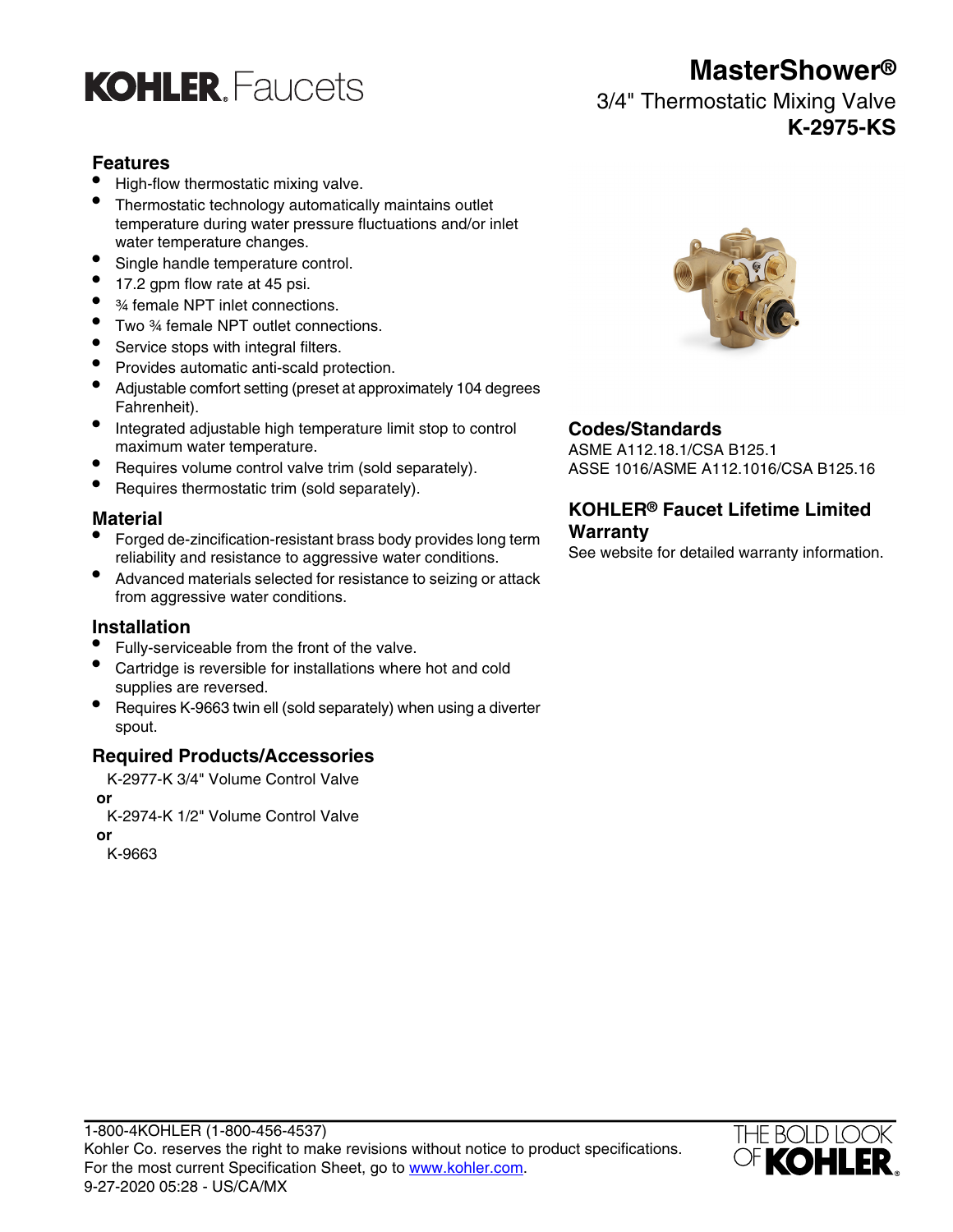# KOHLER. Faucets

# MasterShower®

## 3/4" Thermostatic Mixing Valve

## K-2975-KS

## Features

- High-flow thermostatic mixing valve.
- Thermostatic technology automatically maintains outlet temperature during water pressure fluctuations and/or inlet water temperature changes.
- Single handle temperature control.
- 17.2 gpm flow rate at 45 psi.
- ¾ female NPT inlet connections.
- Two ¾ female NPT outlet connections.
- Service stops with integral filters.
- Provides automatic anti-scald protection.
- Adjustable comfort setting (preset at approximately 104 degrees Fahrenheit).
- Integrated adjustable high temperature limit stop to control maximum water temperature.
- Requires volume control valve trim (sold separately).
- Requires thermostatic trim (sold separately).

## Material

- Forged de-zincification-resistant brass body provides long term reliability and resistance to aggressive water conditions.
- Advanced materials selected for resistance to seizing or attack from aggressive water conditions.

## Installation

- Fully-serviceable from the front of the valve.
- Cartridge is reversible for installations where hot and cold supplies are reversed.
- Requires K-9663 twin ell (sold separately) when using a diverter spout.

## Required Products/Accessories

K-2977-K 3/4" Volume Control Valve

**or**

K-2974-K 1/2" Volume Control Valve

**or**

K-9663

## Codes/Standards

ASME A112.18.1/CSA B125.1

ASSE 1016/ASME A112.1016/CSA B125.16

## KOHLER® Faucet Lifetime Limited Warranty

See website for detailed warranty information.

---

1-800-4KOHLER (1-800-456-4537)

Kohler Co. reserves the right to make revisions without notice to product specifications.

For the most current Specification Sheet, go to www.kohler.com.

9-27-2020 05:28 - US/CA/MX

THE BOLD LOOK OF KOHLER.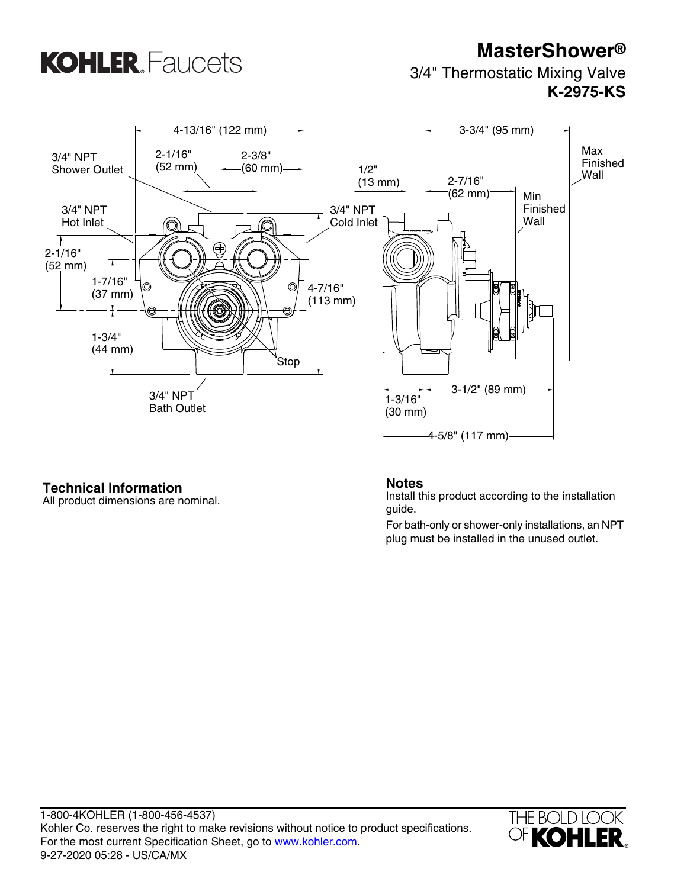KOHLER. Faucets

# MasterShower®

3/4" Thermostatic Mixing Valve

**K-2975-KS**

4-13/16" (122 mm)

2-1/16" (52 mm)

2-3/8" (60 mm)

3/4" NPT Shower Outlet

3/4" NPT Hot Inlet

3/4" NPT Cold Inlet

2-1/16" (52 mm)

1-7/16" (37 mm)

4-7/16" (113 mm)

1-3/4" (44 mm)

Stop

3/4" NPT Bath Outlet

3-3/4" (95 mm)

Max Finished Wall

1/2" (13 mm)

2-7/16" (62 mm)

Min Finished Wall

3-1/2" (89 mm)

1-3/16" (30 mm)

4-5/8" (117 mm)

## Technical Information

All product dimensions are nominal.

## Notes

Install this product according to the installation guide.

For bath-only or shower-only installations, an NPT plug must be installed in the unused outlet.

1-800-4KOHLER (1-800-456-4537)
Kohler Co. reserves the right to make revisions without notice to product specifications.
For the most current Specification Sheet, go to www.kohler.com.
9-27-2020 05:28 - US/CA/MX

THE BOLD LOOK OF KOHLER.